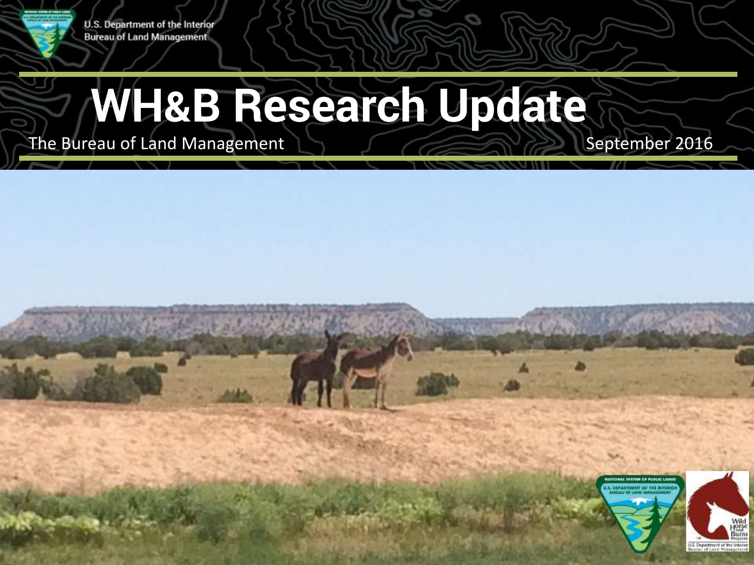U.S. Department of the Interior
Bureau of Land Management

# WH&B Research Update

The Bureau of Land Management

September 2016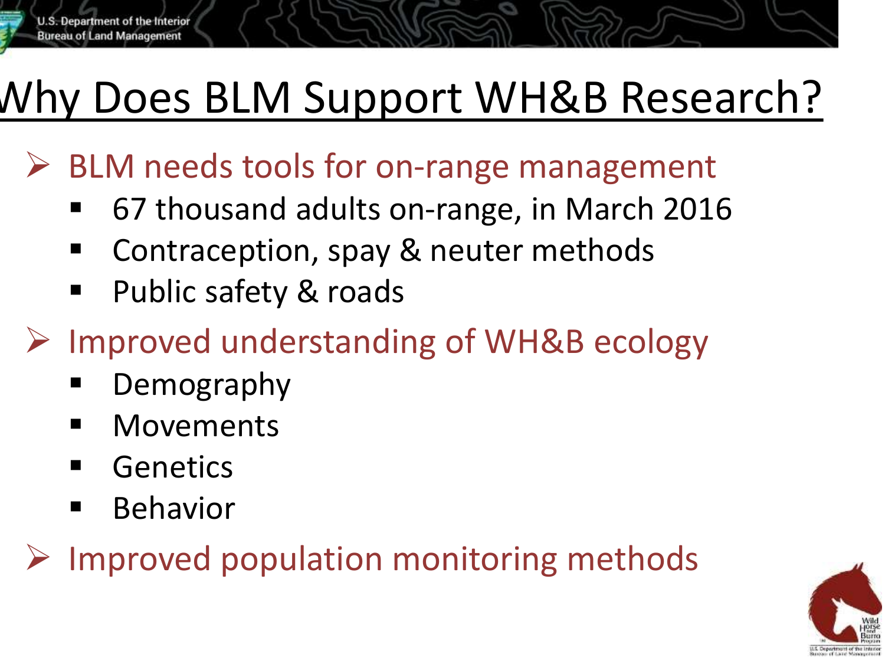# Why Does BLM Support WH&B Research?

- BLM needs tools for on-range management
  - 67 thousand adults on-range, in March 2016
  - Contraception, spay & neuter methods
  - Public safety & roads
- Improved understanding of WH&B ecology
  - Demography
  - Movements
  - Genetics
  - Behavior
- Improved population monitoring methods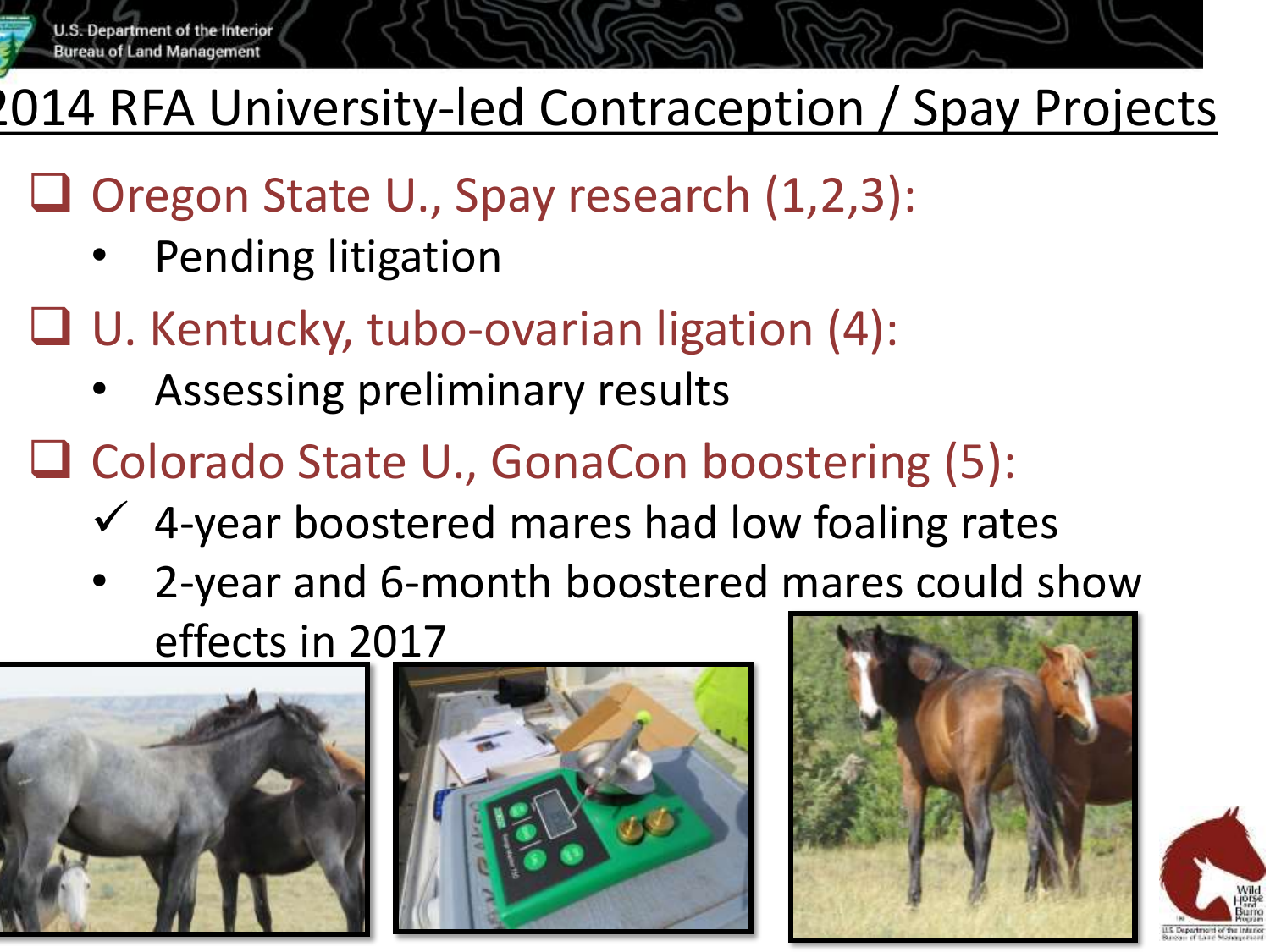# 2014 RFA University-led Contraception / Spay Projects

- Oregon State U., Spay research (1,2,3):
  - Pending litigation
- U. Kentucky, tubo-ovarian ligation (4):
  - Assessing preliminary results
- Colorado State U., GonaCon boostering (5):
  - ✓ 4-year boostered mares had low foaling rates
  - 2-year and 6-month boostered mares could show effects in 2017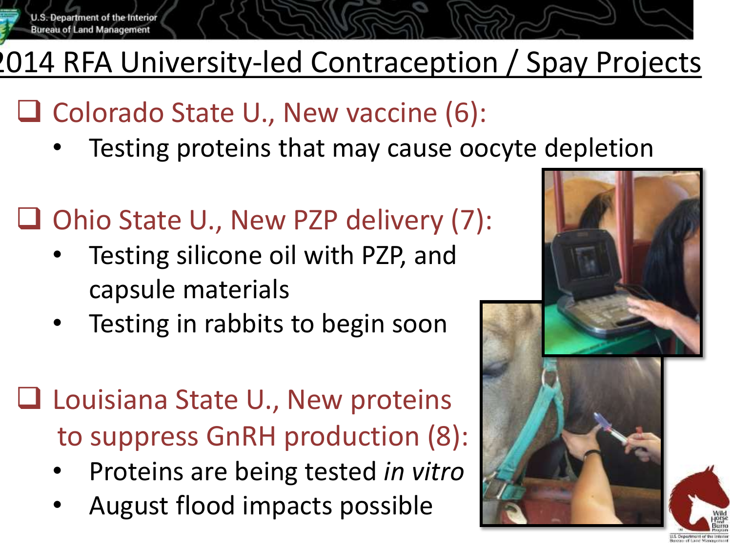# 2014 RFA University-led Contraception / Spay Projects

## Colorado State U., New vaccine (6):

- Testing proteins that may cause oocyte depletion

## Ohio State U., New PZP delivery (7):

- Testing silicone oil with PZP, and capsule materials
- Testing in rabbits to begin soon

## Louisiana State U., New proteins to suppress GnRH production (8):

- Proteins are being tested *in vitro*
- August flood impacts possible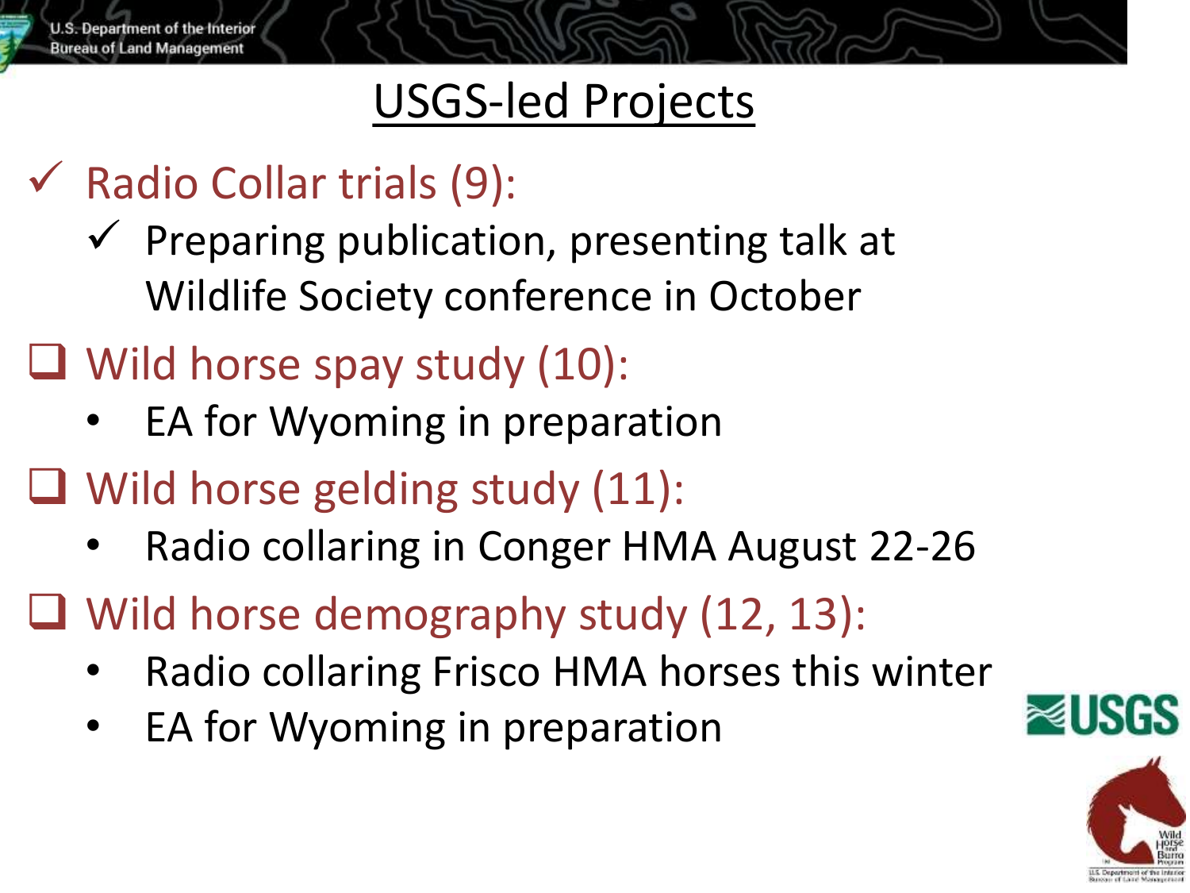# USGS-led Projects

- ✓ Radio Collar trials (9):
  - ✓ Preparing publication, presenting talk at Wildlife Society conference in October
- ❑ Wild horse spay study (10):
  - EA for Wyoming in preparation
- ❑ Wild horse gelding study (11):
  - Radio collaring in Conger HMA August 22-26
- ❑ Wild horse demography study (12, 13):
  - Radio collaring Frisco HMA horses this winter
  - EA for Wyoming in preparation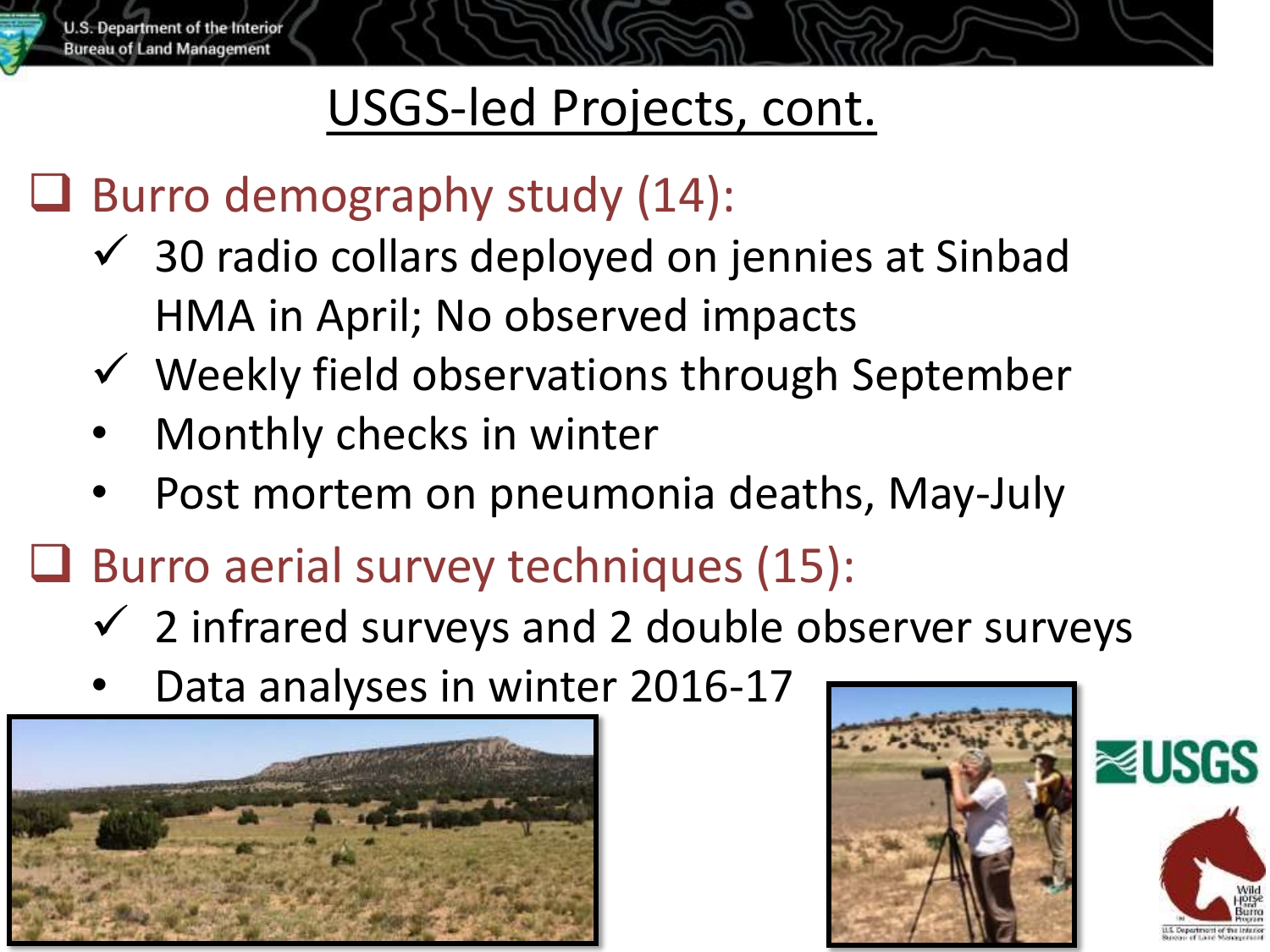# USGS-led Projects, cont.

- ❑ Burro demography study (14):
  - ✓ 30 radio collars deployed on jennies at Sinbad HMA in April; No observed impacts
  - ✓ Weekly field observations through September
  - Monthly checks in winter
  - Post mortem on pneumonia deaths, May-July
- ❑ Burro aerial survey techniques (15):
  - ✓ 2 infrared surveys and 2 double observer surveys
  - Data analyses in winter 2016-17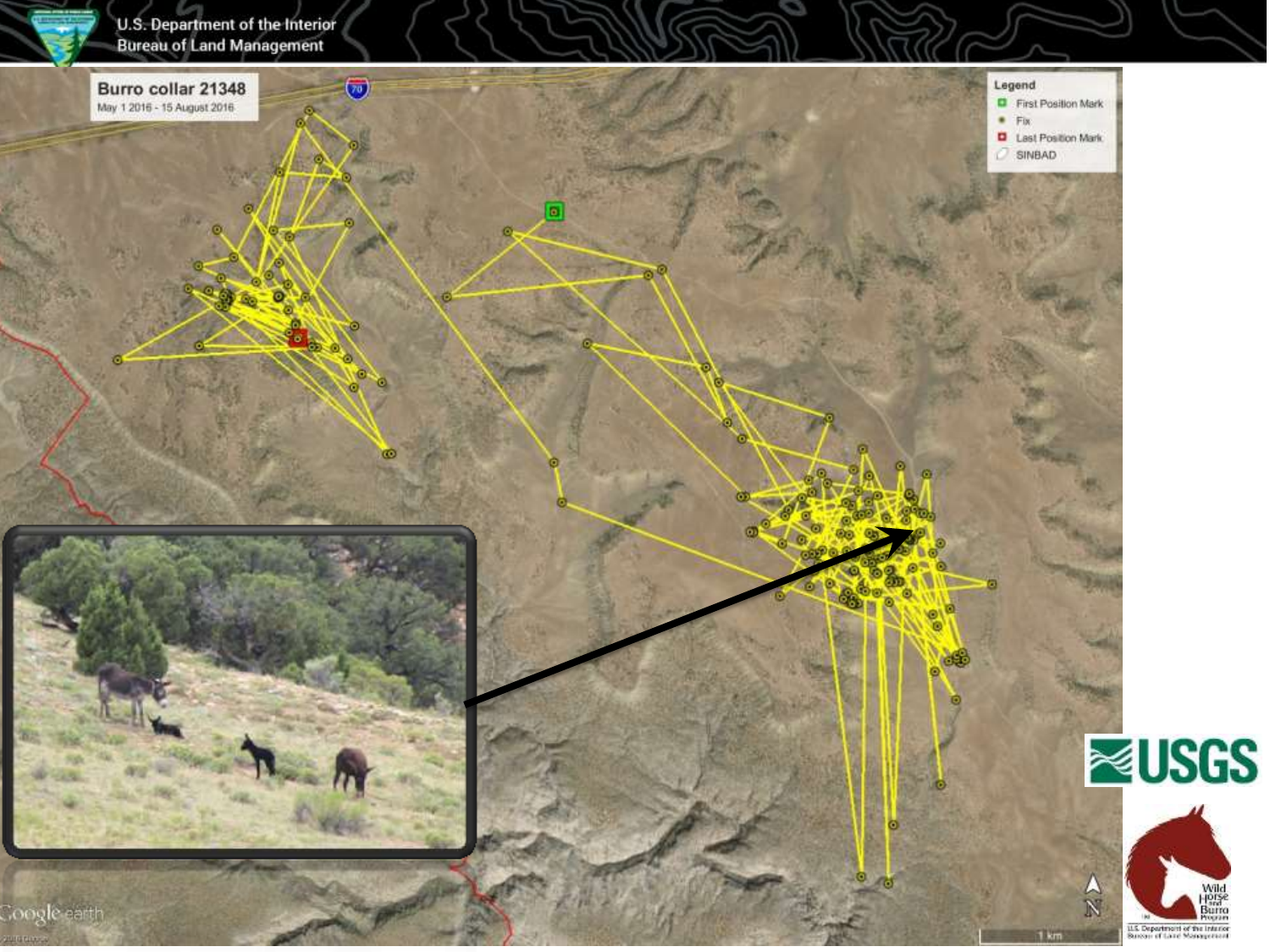U.S. Department of the Interior
Bureau of Land Management

**Burro collar 21348**

May 1 2016 - 15 August 2016

**Legend**

- First Position Mark
- Fix
- Last Position Mark
- SINBAD

1 km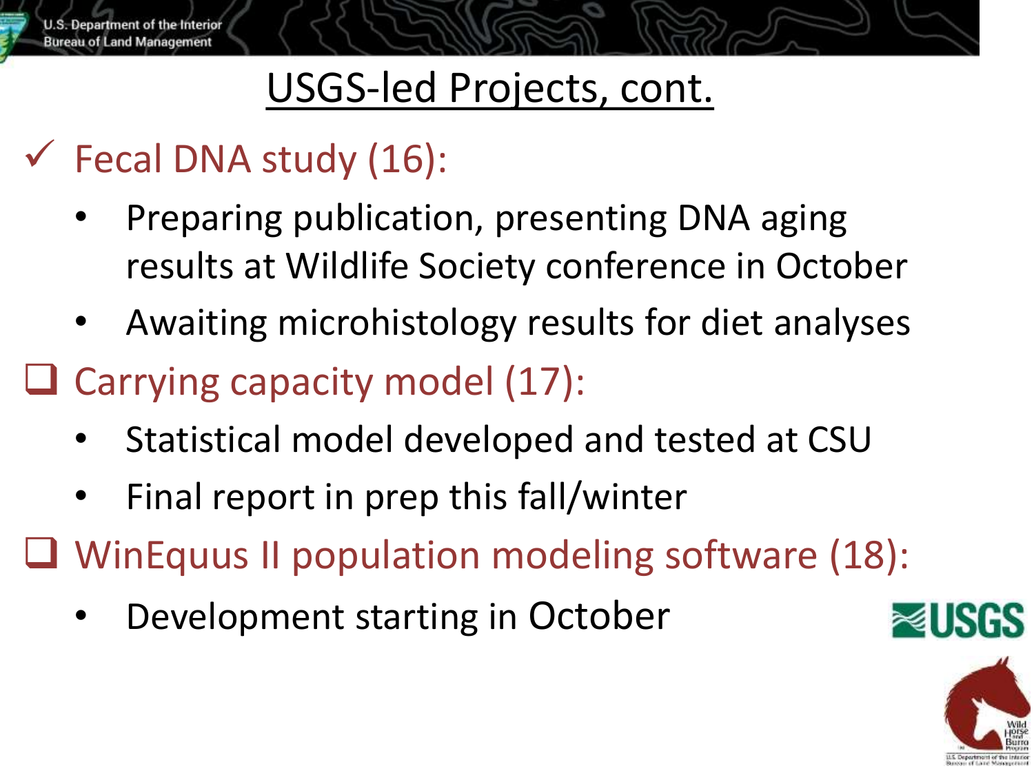# USGS-led Projects, cont.

- ✓ Fecal DNA study (16):
  - Preparing publication, presenting DNA aging results at Wildlife Society conference in October
  - Awaiting microhistology results for diet analyses
- ❑ Carrying capacity model (17):
  - Statistical model developed and tested at CSU
  - Final report in prep this fall/winter
- ❑ WinEquus II population modeling software (18):
  - Development starting in October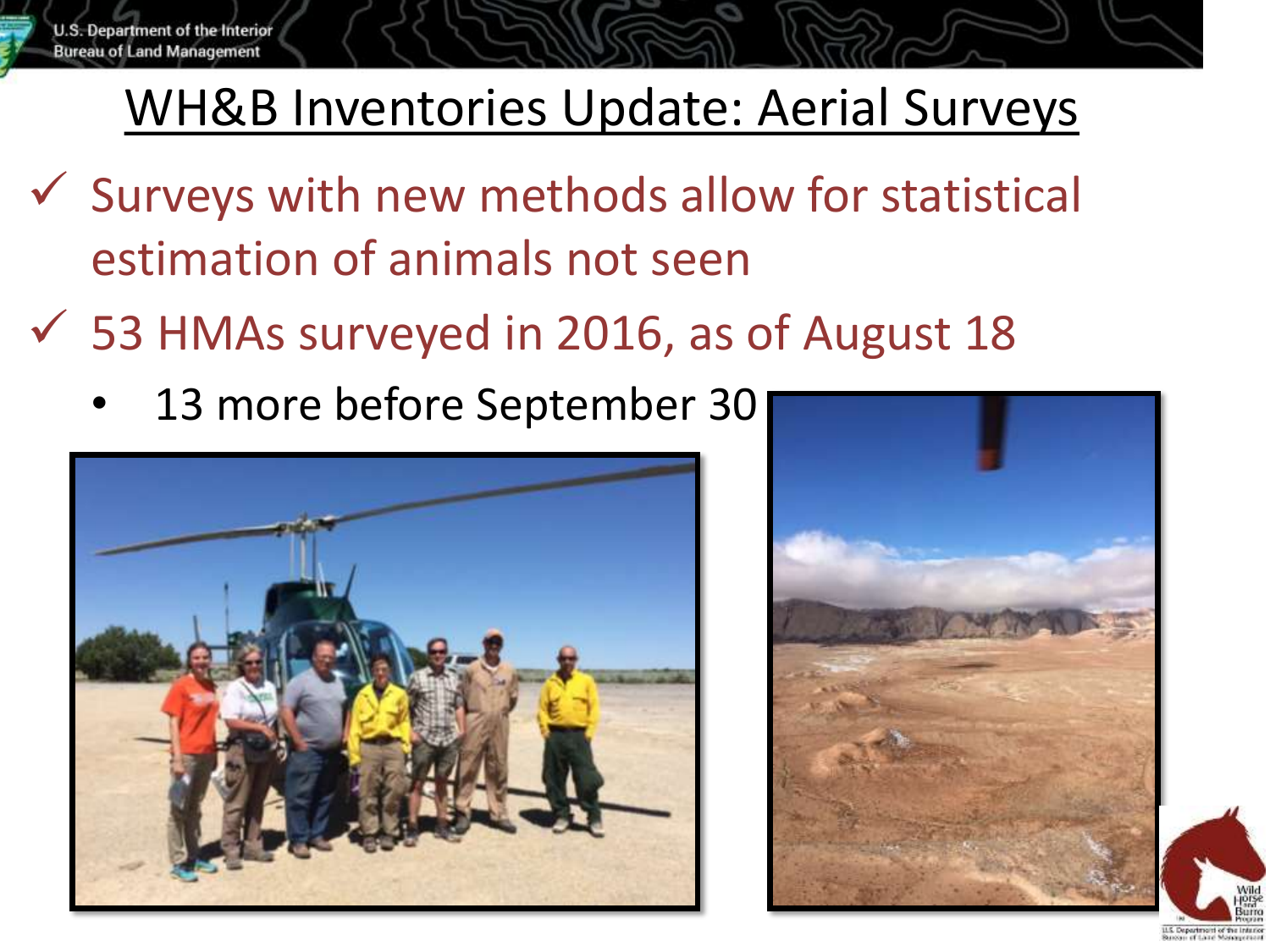## WH&B Inventories Update: Aerial Surveys

- ✓ Surveys with new methods allow for statistical estimation of animals not seen
- ✓ 53 HMAs surveyed in 2016, as of August 18
  - 13 more before September 30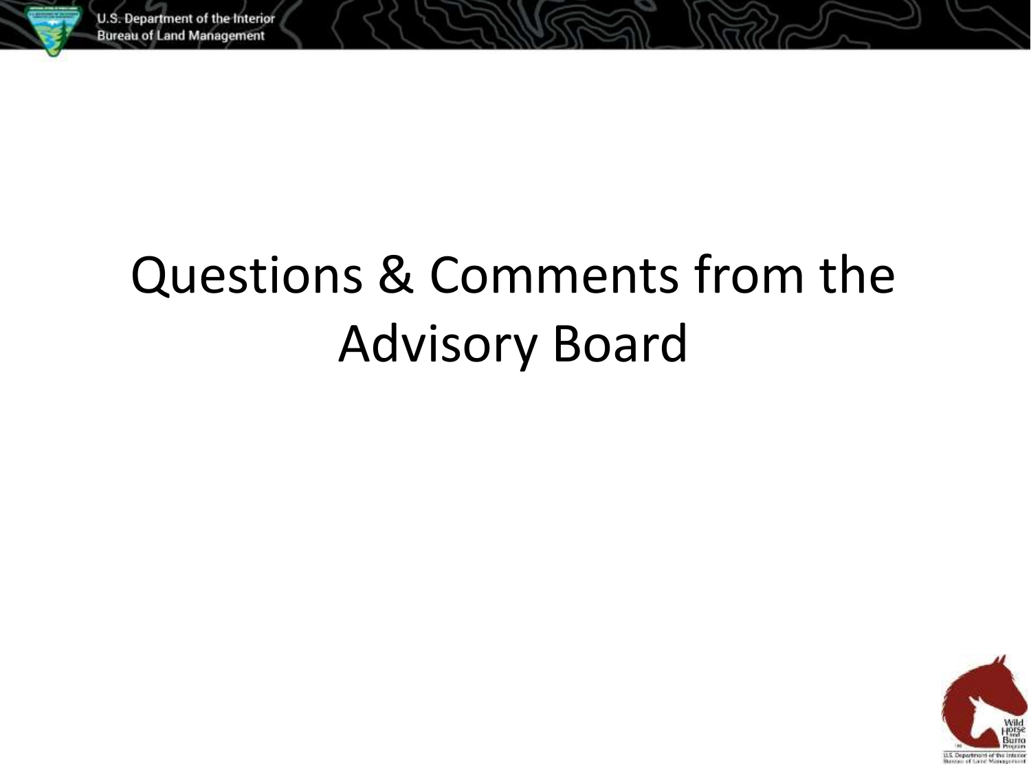# Questions & Comments from the Advisory Board